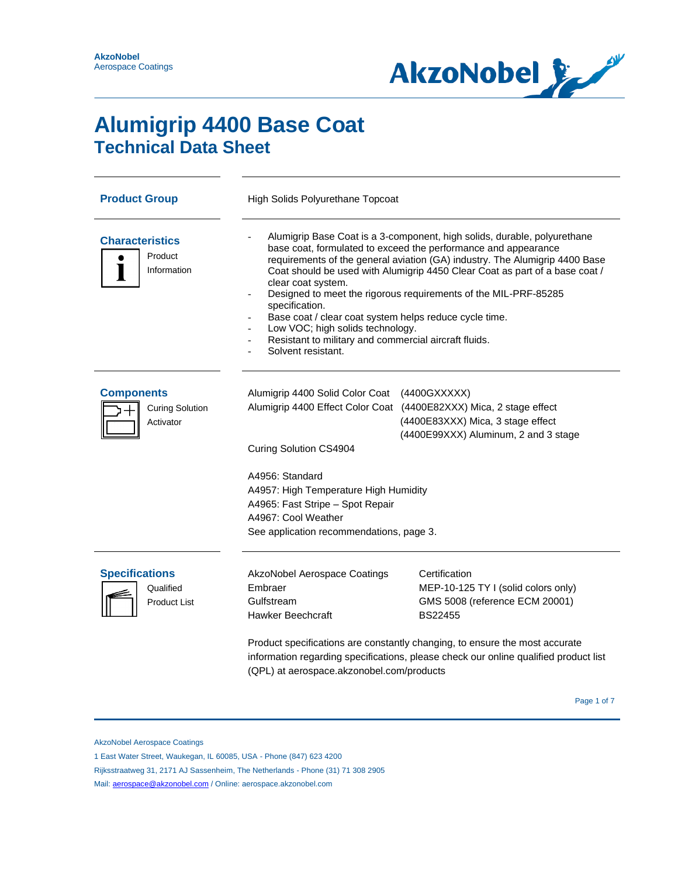AkzoNobel
Aerospace Coatings

# Alumigrip 4400 Base Coat
## Technical Data Sheet

### Product Group

High Solids Polyurethane Topcoat

### Characteristics

Product Information

- Alumigrip Base Coat is a 3-component, high solids, durable, polyurethane base coat, formulated to exceed the performance and appearance requirements of the general aviation (GA) industry. The Alumigrip 4400 Base Coat should be used with Alumigrip 4450 Clear Coat as part of a base coat / clear coat system.
- Designed to meet the rigorous requirements of the MIL-PRF-85285 specification.
- Base coat / clear coat system helps reduce cycle time.
- Low VOC; high solids technology.
- Resistant to military and commercial aircraft fluids.
- Solvent resistant.

### Components

Curing Solution
Activator

| | |
|---|---|
| Alumigrip 4400 Solid Color Coat | (4400GXXXXX) |
| Alumigrip 4400 Effect Color Coat | (4400E82XXX) Mica, 2 stage effect |
| | (4400E83XXX) Mica, 3 stage effect |
| | (4400E99XXX) Aluminum, 2 and 3 stage |

Curing Solution CS4904

A4956: Standard
A4957: High Temperature High Humidity
A4965: Fast Stripe – Spot Repair
A4967: Cool Weather
See application recommendations, page 3.

### Specifications

Qualified Product List

| | |
|---|---|
| AkzoNobel Aerospace Coatings | Certification |
| Embraer | MEP-10-125 TY I (solid colors only) |
| Gulfstream | GMS 5008 (reference ECM 20001) |
| Hawker Beechcraft | BS22455 |

Product specifications are constantly changing, to ensure the most accurate information regarding specifications, please check our online qualified product list (QPL) at aerospace.akzonobel.com/products

AkzoNobel Aerospace Coatings
1 East Water Street, Waukegan, IL 60085, USA - Phone (847) 623 4200
Rijksstraatweg 31, 2171 AJ Sassenheim, The Netherlands - Phone (31) 71 308 2905
Mail: aerospace@akzonobel.com / Online: aerospace.akzonobel.com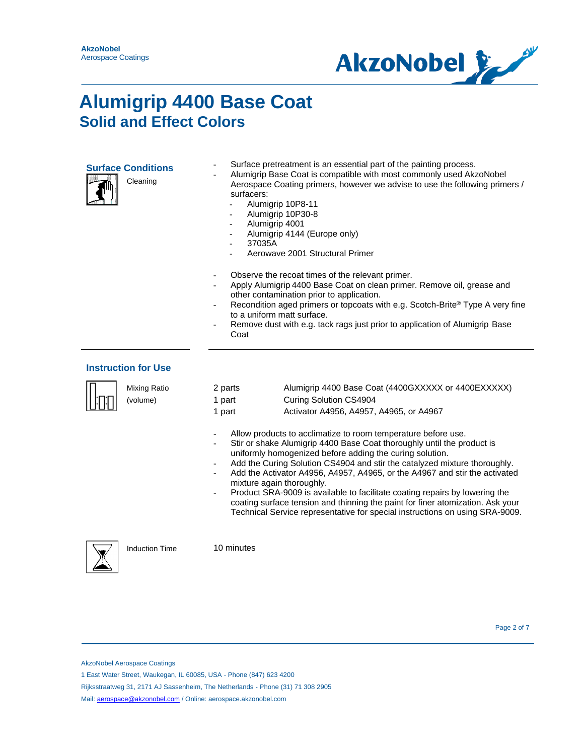## Surface Conditions

Cleaning

- Surface pretreatment is an essential part of the painting process.
- Alumigrip Base Coat is compatible with most commonly used AkzoNobel Aerospace Coating primers, however we advise to use the following primers / surfacers:
  - Alumigrip 10P8-11
  - Alumigrip 10P30-8
  - Alumigrip 4001
  - Alumigrip 4144 (Europe only)
  - 37035A
  - Aerowave 2001 Structural Primer

- Observe the recoat times of the relevant primer.
- Apply Alumigrip 4400 Base Coat on clean primer. Remove oil, grease and other contamination prior to application.
- Recondition aged primers or topcoats with e.g. Scotch-Brite® Type A very fine to a uniform matt surface.
- Remove dust with e.g. tack rags just prior to application of Alumigrip Base Coat

## Instruction for Use

Mixing Ratio (volume)

| | |
|---|---|
| 2 parts | Alumigrip 4400 Base Coat (4400GXXXXX or 4400EXXXXX) |
| 1 part | Curing Solution CS4904 |
| 1 part | Activator A4956, A4957, A4965, or A4967 |

- Allow products to acclimatize to room temperature before use.
- Stir or shake Alumigrip 4400 Base Coat thoroughly until the product is uniformly homogenized before adding the curing solution.
- Add the Curing Solution CS4904 and stir the catalyzed mixture thoroughly.
- Add the Activator A4956, A4957, A4965, or the A4967 and stir the activated mixture again thoroughly.
- Product SRA-9009 is available to facilitate coating repairs by lowering the coating surface tension and thinning the paint for finer atomization. Ask your Technical Service representative for special instructions on using SRA-9009.

Induction Time: 10 minutes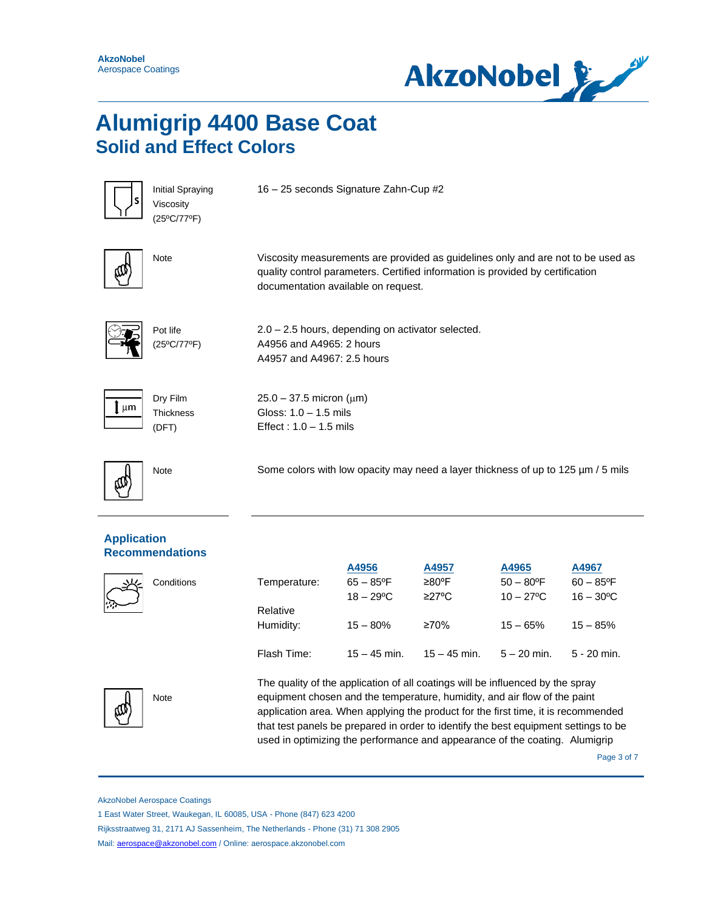# Alumigrip 4400 Base Coat

## Solid and Effect Colors

| | |
|---|---|
| Initial Spraying Viscosity (25ºC/77ºF) | 16 – 25 seconds Signature Zahn-Cup #2 |
| Note | Viscosity measurements are provided as guidelines only and are not to be used as quality control parameters. Certified information is provided by certification documentation available on request. |
| Pot life (25ºC/77ºF) | 2.0 – 2.5 hours, depending on activator selected.<br>A4956 and A4965: 2 hours<br>A4957 and A4967: 2.5 hours |
| Dry Film Thickness (DFT) | 25.0 – 37.5 micron (μm)<br>Gloss: 1.0 – 1.5 mils<br>Effect : 1.0 – 1.5 mils |
| Note | Some colors with low opacity may need a layer thickness of up to 125 μm / 5 mils |

### Application Recommendations

**Conditions**

| | A4956 | A4957 | A4965 | A4967 |
|---|---|---|---|---|
| Temperature: | 65 – 85ºF<br>18 – 29ºC | ≥80ºF<br>≥27ºC | 50 – 80ºF<br>10 – 27ºC | 60 – 85ºF<br>16 – 30ºC |
| Relative Humidity: | 15 – 80% | ≥70% | 15 – 65% | 15 – 85% |
| Flash Time: | 15 – 45 min. | 15 – 45 min. | 5 – 20 min. | 5 - 20 min. |

**Note**

The quality of the application of all coatings will be influenced by the spray equipment chosen and the temperature, humidity, and air flow of the paint application area. When applying the product for the first time, it is recommended that test panels be prepared in order to identify the best equipment settings to be used in optimizing the performance and appearance of the coating. Alumigrip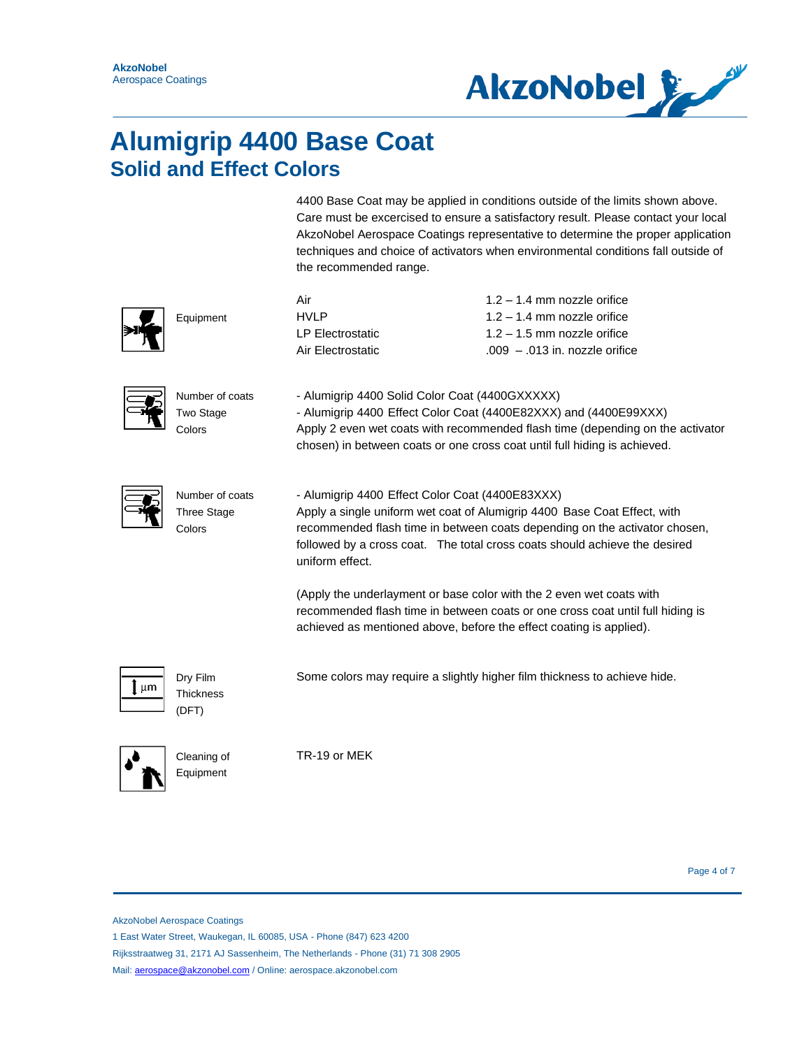# Alumigrip 4400 Base Coat

## Solid and Effect Colors

4400 Base Coat may be applied in conditions outside of the limits shown above. Care must be excercised to ensure a satisfactory result. Please contact your local AkzoNobel Aerospace Coatings representative to determine the proper application techniques and choice of activators when environmental conditions fall outside of the recommended range.

**Equipment**

| | |
|---|---|
| Air | 1.2 – 1.4 mm nozzle orifice |
| HVLP | 1.2 – 1.4 mm nozzle orifice |
| LP Electrostatic | 1.2 – 1.5 mm nozzle orifice |
| Air Electrostatic | .009 – .013 in. nozzle orifice |

**Number of coats Two Stage Colors**

- Alumigrip 4400 Solid Color Coat (4400GXXXXX)
- Alumigrip 4400 Effect Color Coat (4400E82XXX) and (4400E99XXX)

Apply 2 even wet coats with recommended flash time (depending on the activator chosen) in between coats or one cross coat until full hiding is achieved.

**Number of coats Three Stage Colors**

- Alumigrip 4400 Effect Color Coat (4400E83XXX)

Apply a single uniform wet coat of Alumigrip 4400 Base Coat Effect, with recommended flash time in between coats depending on the activator chosen, followed by a cross coat. The total cross coats should achieve the desired uniform effect.

(Apply the underlayment or base color with the 2 even wet coats with recommended flash time in between coats or one cross coat until full hiding is achieved as mentioned above, before the effect coating is applied).

**Dry Film Thickness (DFT)**

Some colors may require a slightly higher film thickness to achieve hide.

**Cleaning of Equipment**

TR-19 or MEK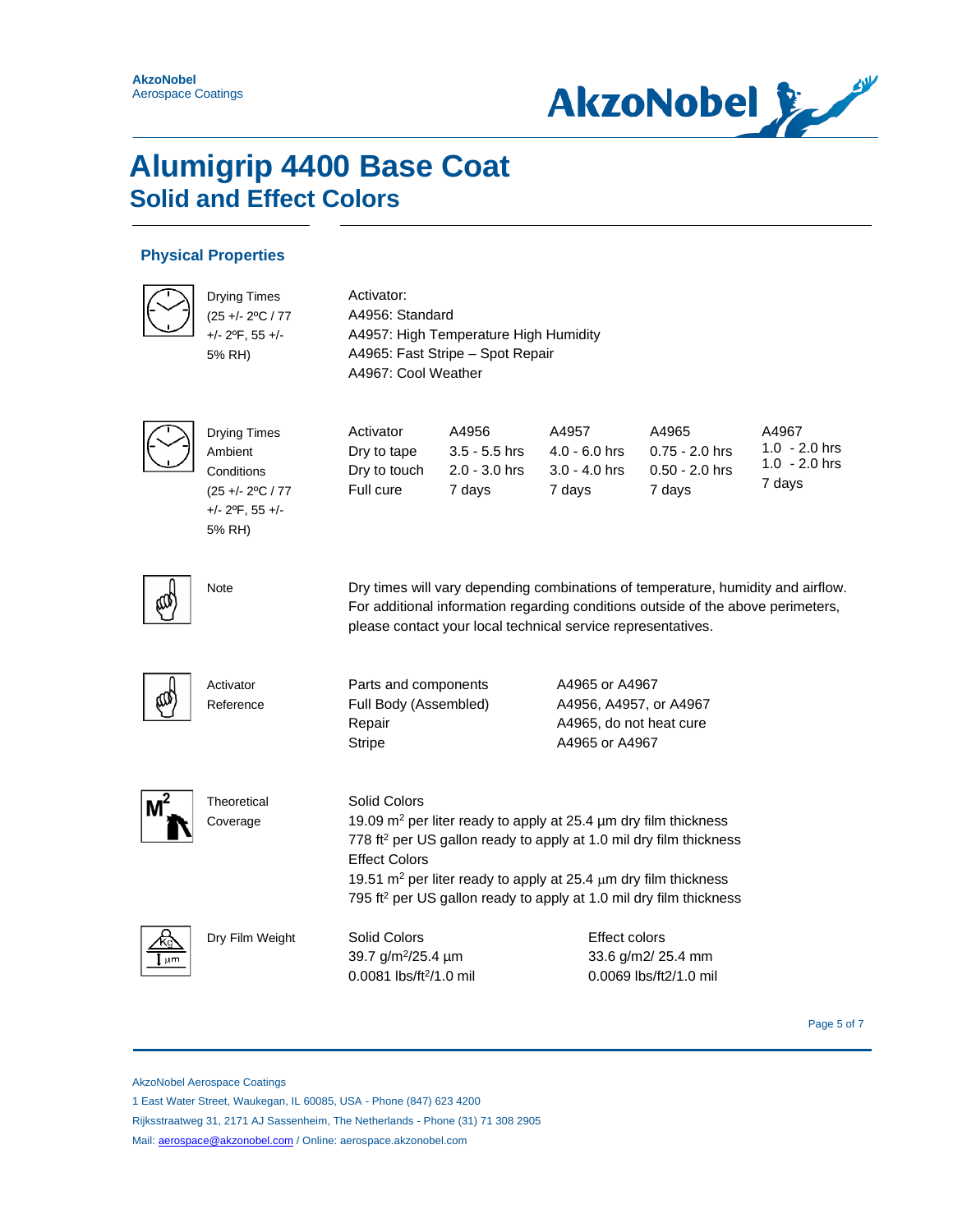AkzoNobel
Aerospace Coatings

# Alumigrip 4400 Base Coat
## Solid and Effect Colors

### Physical Properties

**Drying Times** (25 +/- 2ºC / 77 +/- 2ºF, 55 +/- 5% RH)

Activator:
A4956: Standard
A4957: High Temperature High Humidity
A4965: Fast Stripe – Spot Repair
A4967: Cool Weather

**Drying Times Ambient Conditions** (25 +/- 2ºC / 77 +/- 2ºF, 55 +/- 5% RH)

| Activator | A4956 | A4957 | A4965 | A4967 |
|---|---|---|---|---|
| Dry to tape | 3.5 - 5.5 hrs | 4.0 - 6.0 hrs | 0.75 - 2.0 hrs | 1.0 - 2.0 hrs |
| Dry to touch | 2.0 - 3.0 hrs | 3.0 - 4.0 hrs | 0.50 - 2.0 hrs | 1.0 - 2.0 hrs |
| Full cure | 7 days | 7 days | 7 days | 7 days |

**Note**

Dry times will vary depending combinations of temperature, humidity and airflow. For additional information regarding conditions outside of the above perimeters, please contact your local technical service representatives.

**Activator Reference**

| | |
|---|---|
| Parts and components | A4965 or A4967 |
| Full Body (Assembled) | A4956, A4957, or A4967 |
| Repair | A4965, do not heat cure |
| Stripe | A4965 or A4967 |

**Theoretical Coverage**

Solid Colors
19.09 $m^2$ per liter ready to apply at 25.4 µm dry film thickness
778 $ft^2$ per US gallon ready to apply at 1.0 mil dry film thickness
Effect Colors
19.51 $m^2$ per liter ready to apply at 25.4 µm dry film thickness
795 $ft^2$ per US gallon ready to apply at 1.0 mil dry film thickness

**Dry Film Weight**

| Solid Colors | Effect colors |
|---|---|
| 39.7 $g/m^2$/25.4 µm | 33.6 g/m2/ 25.4 mm |
| 0.0081 $lbs/ft^2$/1.0 mil | 0.0069 lbs/ft2/1.0 mil |

AkzoNobel Aerospace Coatings
1 East Water Street, Waukegan, IL 60085, USA - Phone (847) 623 4200
Rijksstraatweg 31, 2171 AJ Sassenheim, The Netherlands - Phone (31) 71 308 2905
Mail: aerospace@akzonobel.com / Online: aerospace.akzonobel.com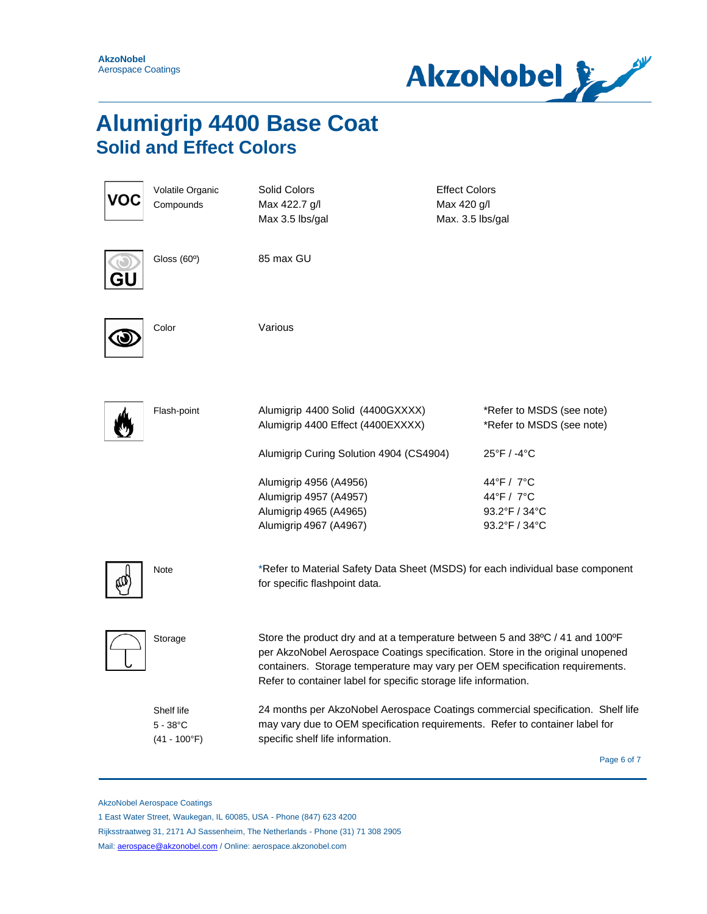# Alumigrip 4400 Base Coat

## Solid and Effect Colors

| | | | |
|---|---|---|---|
| Volatile Organic Compounds | Solid Colors<br>Max 422.7 g/l<br>Max 3.5 lbs/gal | Effect Colors<br>Max 420 g/l<br>Max. 3.5 lbs/gal | |
| Gloss (60º) | 85 max GU | | |
| Color | Various | | |

**Flash-point**

| | |
|---|---|
| Alumigrip 4400 Solid (4400GXXXX) | *Refer to MSDS (see note) |
| Alumigrip 4400 Effect (4400EXXXX) | *Refer to MSDS (see note) |
| Alumigrip Curing Solution 4904 (CS4904) | 25°F / -4°C |
| Alumigrip 4956 (A4956) | 44°F / 7°C |
| Alumigrip 4957 (A4957) | 44°F / 7°C |
| Alumigrip 4965 (A4965) | 93.2°F / 34°C |
| Alumigrip 4967 (A4967) | 93.2°F / 34°C |

**Note**

*Refer to Material Safety Data Sheet (MSDS) for each individual base component for specific flashpoint data.

**Storage**

Store the product dry and at a temperature between 5 and 38ºC / 41 and 100ºF per AkzoNobel Aerospace Coatings specification. Store in the original unopened containers. Storage temperature may vary per OEM specification requirements. Refer to container label for specific storage life information.

**Shelf life**
5 - 38°C
(41 - 100°F)

24 months per AkzoNobel Aerospace Coatings commercial specification. Shelf life may vary due to OEM specification requirements. Refer to container label for specific shelf life information.

AkzoNobel Aerospace Coatings
1 East Water Street, Waukegan, IL 60085, USA - Phone (847) 623 4200
Rijksstraatweg 31, 2171 AJ Sassenheim, The Netherlands - Phone (31) 71 308 2905
Mail: aerospace@akzonobel.com / Online: aerospace.akzonobel.com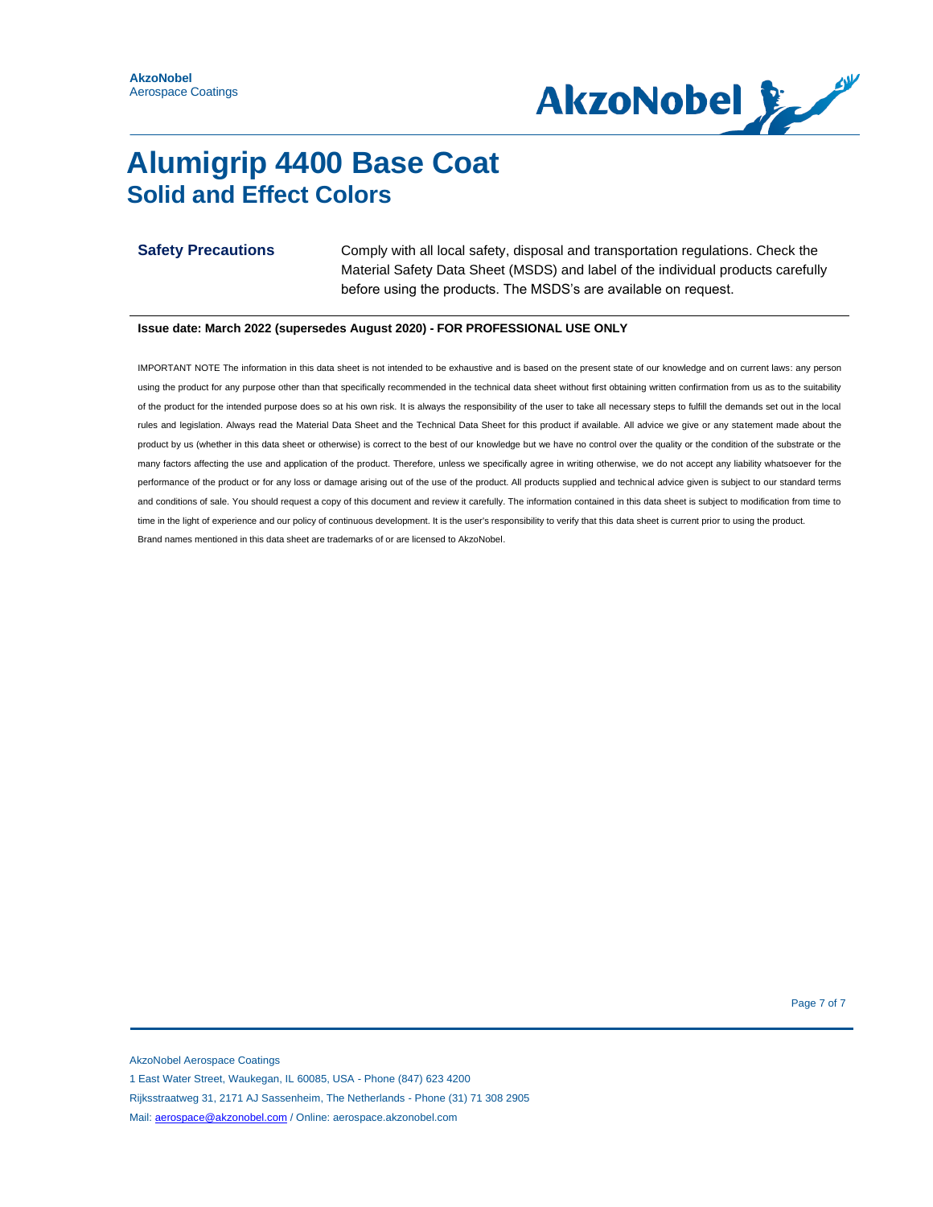# Alumigrip 4400 Base Coat
## Solid and Effect Colors

**Safety Precautions**

Comply with all local safety, disposal and transportation regulations. Check the Material Safety Data Sheet (MSDS) and label of the individual products carefully before using the products. The MSDS's are available on request.

---

**Issue date: March 2022 (supersedes August 2020) - FOR PROFESSIONAL USE ONLY**

IMPORTANT NOTE The information in this data sheet is not intended to be exhaustive and is based on the present state of our knowledge and on current laws: any person using the product for any purpose other than that specifically recommended in the technical data sheet without first obtaining written confirmation from us as to the suitability of the product for the intended purpose does so at his own risk. It is always the responsibility of the user to take all necessary steps to fulfill the demands set out in the local rules and legislation. Always read the Material Data Sheet and the Technical Data Sheet for this product if available. All advice we give or any statement made about the product by us (whether in this data sheet or otherwise) is correct to the best of our knowledge but we have no control over the quality or the condition of the substrate or the many factors affecting the use and application of the product. Therefore, unless we specifically agree in writing otherwise, we do not accept any liability whatsoever for the performance of the product or for any loss or damage arising out of the use of the product. All products supplied and technical advice given is subject to our standard terms and conditions of sale. You should request a copy of this document and review it carefully. The information contained in this data sheet is subject to modification from time to time in the light of experience and our policy of continuous development. It is the user's responsibility to verify that this data sheet is current prior to using the product.
Brand names mentioned in this data sheet are trademarks of or are licensed to AkzoNobel.

AkzoNobel Aerospace Coatings
1 East Water Street, Waukegan, IL 60085, USA - Phone (847) 623 4200
Rijksstraatweg 31, 2171 AJ Sassenheim, The Netherlands - Phone (31) 71 308 2905
Mail: aerospace@akzonobel.com / Online: aerospace.akzonobel.com